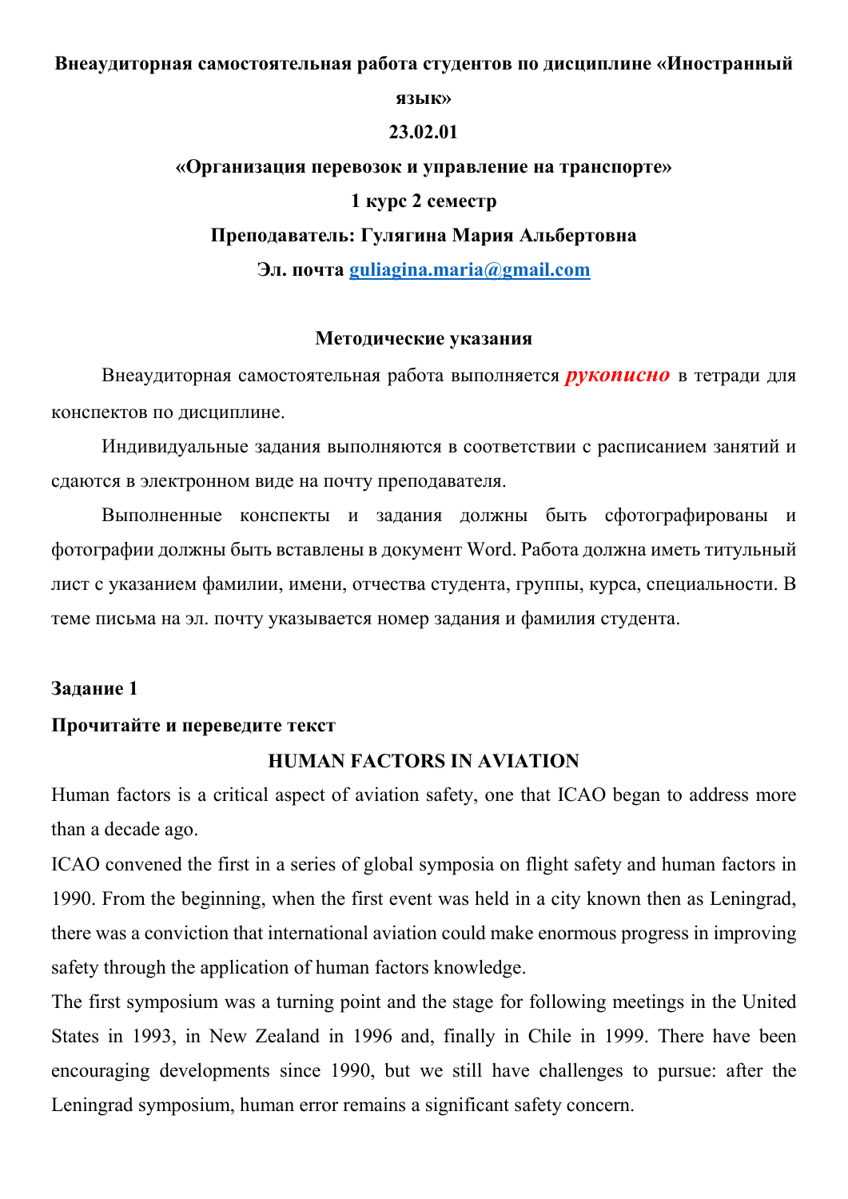**Внеаудиторная самостоятельная работа студентов по дисциплине «Иностранный язык»**

**23.02.01**

**«Организация перевозок и управление на транспорте»**

**1 курс 2 семестр**

**Преподаватель: Гулягина Мария Альбертовна**

**Эл. почта [guliagina.maria@gmail.com](mailto:guliagina.maria@gmail.com)**

**Методические указания**

Внеаудиторная самостоятельная работа выполняется ***рукописно*** в тетради для конспектов по дисциплине.

Индивидуальные задания выполняются в соответствии с расписанием занятий и сдаются в электронном виде на почту преподавателя.

Выполненные конспекты и задания должны быть сфотографированы и фотографии должны быть вставлены в документ Word. Работа должна иметь титульный лист с указанием фамилии, имени, отчества студента, группы, курса, специальности. В теме письма на эл. почту указывается номер задания и фамилия студента.

**Задание 1**

**Прочитайте и переведите текст**

**HUMAN FACTORS IN AVIATION**

Human factors is a critical aspect of aviation safety, one that ICAO began to address more than a decade ago.

ICAO convened the first in a series of global symposia on flight safety and human factors in 1990. From the beginning, when the first event was held in a city known then as Leningrad, there was a conviction that international aviation could make enormous progress in improving safety through the application of human factors knowledge.

The first symposium was a turning point and the stage for following meetings in the United States in 1993, in New Zealand in 1996 and, finally in Chile in 1999. There have been encouraging developments since 1990, but we still have challenges to pursue: after the Leningrad symposium, human error remains a significant safety concern.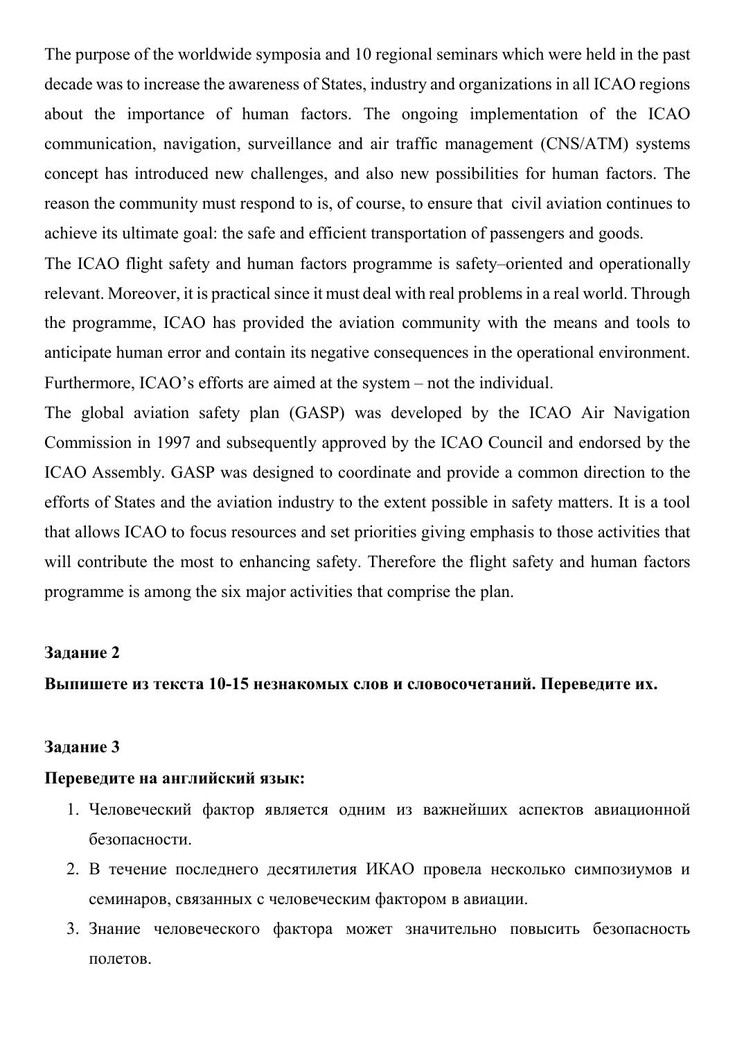The purpose of the worldwide symposia and 10 regional seminars which were held in the past decade was to increase the awareness of States, industry and organizations in all ICAO regions about the importance of human factors. The ongoing implementation of the ICAO communication, navigation, surveillance and air traffic management (CNS/ATM) systems concept has introduced new challenges, and also new possibilities for human factors. The reason the community must respond to is, of course, to ensure that civil aviation continues to achieve its ultimate goal: the safe and efficient transportation of passengers and goods.

The ICAO flight safety and human factors programme is safety–oriented and operationally relevant. Moreover, it is practical since it must deal with real problems in a real world. Through the programme, ICAO has provided the aviation community with the means and tools to anticipate human error and contain its negative consequences in the operational environment. Furthermore, ICAO's efforts are aimed at the system – not the individual.

The global aviation safety plan (GASP) was developed by the ICAO Air Navigation Commission in 1997 and subsequently approved by the ICAO Council and endorsed by the ICAO Assembly. GASP was designed to coordinate and provide a common direction to the efforts of States and the aviation industry to the extent possible in safety matters. It is a tool that allows ICAO to focus resources and set priorities giving emphasis to those activities that will contribute the most to enhancing safety. Therefore the flight safety and human factors programme is among the six major activities that comprise the plan.

**Задание 2**

**Выпишете из текста 10-15 незнакомых слов и словосочетаний. Переведите их.**

**Задание 3**

**Переведите на английский язык:**

1. Человеческий фактор является одним из важнейших аспектов авиационной безопасности.
2. В течение последнего десятилетия ИКАО провела несколько симпозиумов и семинаров, связанных с человеческим фактором в авиации.
3. Знание человеческого фактора может значительно повысить безопасность полетов.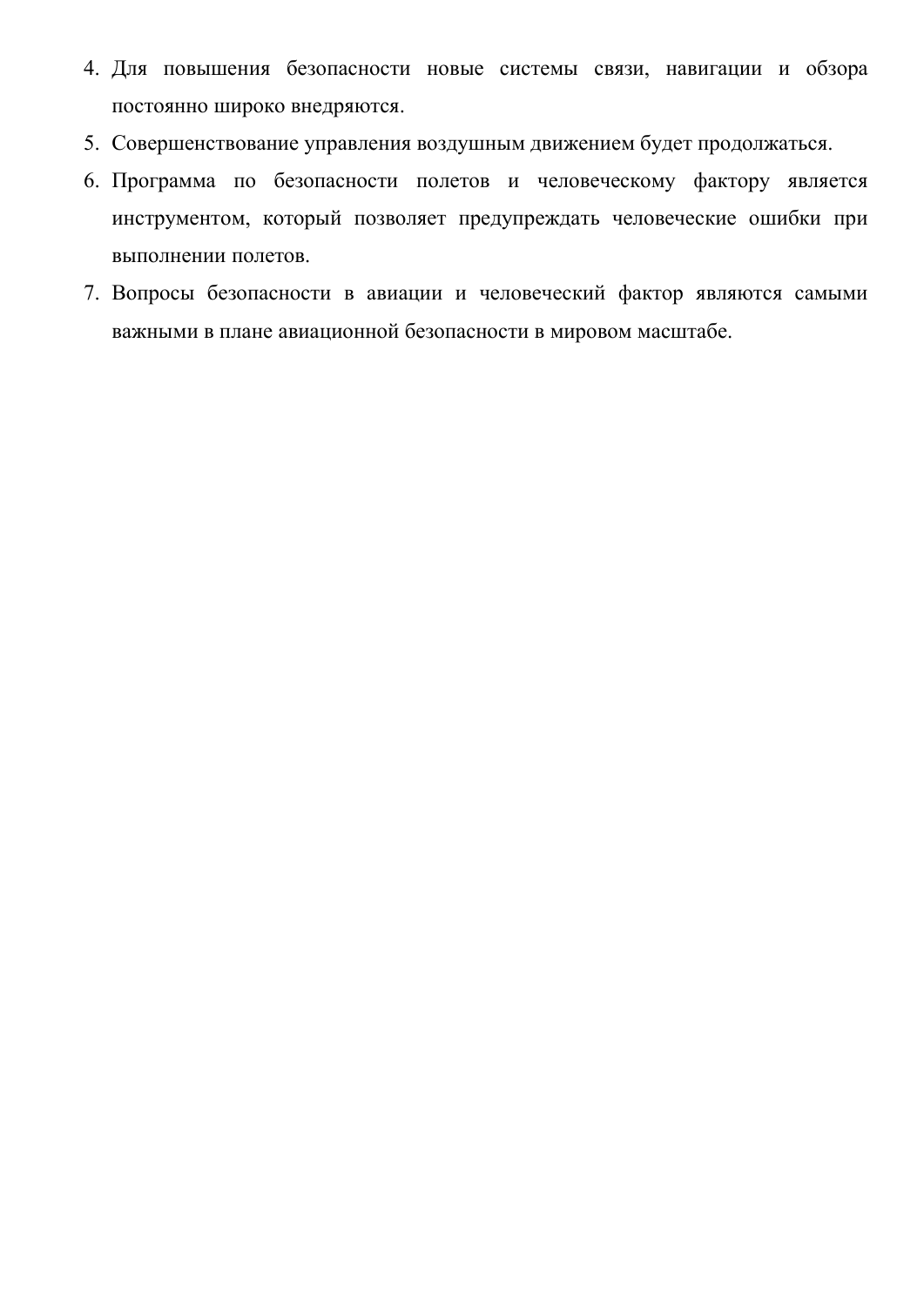4. Для повышения безопасности новые системы связи, навигации и обзора постоянно широко внедряются.
5. Совершенствование управления воздушным движением будет продолжаться.
6. Программа по безопасности полетов и человеческому фактору является инструментом, который позволяет предупреждать человеческие ошибки при выполнении полетов.
7. Вопросы безопасности в авиации и человеческий фактор являются самыми важными в плане авиационной безопасности в мировом масштабе.